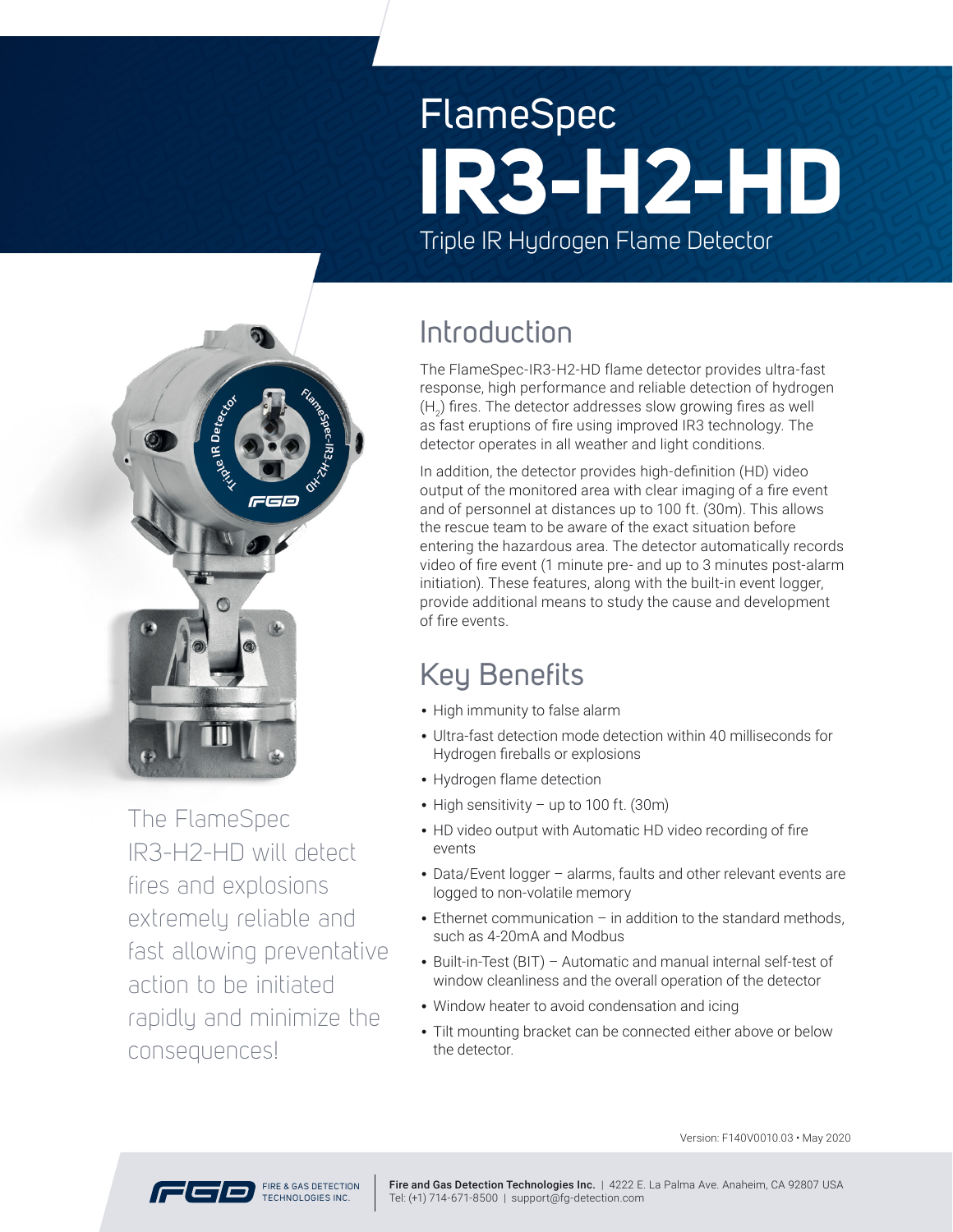# FlameSpec IR3-H2-HD

Triple IR Hydrogen Flame Detector

The FlameSpec IR3-H2-HD will detect fires and explosions extremely reliable and fast allowing preventative action to be initiated rapidly and minimize the consequences!

## Introduction

The FlameSpec-IR3-H2-HD flame detector provides ultra-fast response, high performance and reliable detection of hydrogen ($H_2$) fires. The detector addresses slow growing fires as well as fast eruptions of fire using improved IR3 technology. The detector operates in all weather and light conditions.

In addition, the detector provides high-definition (HD) video output of the monitored area with clear imaging of a fire event and of personnel at distances up to 100 ft. (30m). This allows the rescue team to be aware of the exact situation before entering the hazardous area. The detector automatically records video of fire event (1 minute pre- and up to 3 minutes post-alarm initiation). These features, along with the built-in event logger, provide additional means to study the cause and development of fire events.

## Key Benefits

- High immunity to false alarm
- Ultra-fast detection mode detection within 40 milliseconds for Hydrogen fireballs or explosions
- Hydrogen flame detection
- High sensitivity – up to 100 ft. (30m)
- HD video output with Automatic HD video recording of fire events
- Data/Event logger – alarms, faults and other relevant events are logged to non-volatile memory
- Ethernet communication – in addition to the standard methods, such as 4-20mA and Modbus
- Built-in-Test (BIT) – Automatic and manual internal self-test of window cleanliness and the overall operation of the detector
- Window heater to avoid condensation and icing
- Tilt mounting bracket can be connected either above or below the detector.

Version: F140V0010.03 • May 2020

FIRE & GAS DETECTION TECHNOLOGIES INC.

**Fire and Gas Detection Technologies Inc.** | 4222 E. La Palma Ave. Anaheim, CA 92807 USA
Tel: (+1) 714-671-8500 | support@fg-detection.com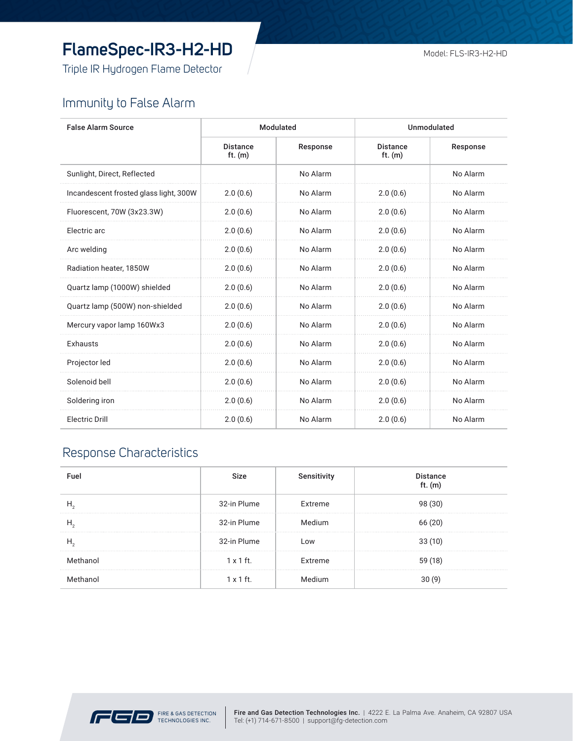# FlameSpec-IR3-H2-HD

Triple IR Hydrogen Flame Detector

Model: FLS-IR3-H2-HD

## Immunity to False Alarm

| False Alarm Source | Modulated | | Unmodulated | |
|---|---|---|---|---|
| | Distance ft. (m) | Response | Distance ft. (m) | Response |
| Sunlight, Direct, Reflected | | No Alarm | | No Alarm |
| Incandescent frosted glass light, 300W | 2.0 (0.6) | No Alarm | 2.0 (0.6) | No Alarm |
| Fluorescent, 70W (3x23.3W) | 2.0 (0.6) | No Alarm | 2.0 (0.6) | No Alarm |
| Electric arc | 2.0 (0.6) | No Alarm | 2.0 (0.6) | No Alarm |
| Arc welding | 2.0 (0.6) | No Alarm | 2.0 (0.6) | No Alarm |
| Radiation heater, 1850W | 2.0 (0.6) | No Alarm | 2.0 (0.6) | No Alarm |
| Quartz lamp (1000W) shielded | 2.0 (0.6) | No Alarm | 2.0 (0.6) | No Alarm |
| Quartz lamp (500W) non-shielded | 2.0 (0.6) | No Alarm | 2.0 (0.6) | No Alarm |
| Mercury vapor lamp 160Wx3 | 2.0 (0.6) | No Alarm | 2.0 (0.6) | No Alarm |
| Exhausts | 2.0 (0.6) | No Alarm | 2.0 (0.6) | No Alarm |
| Projector led | 2.0 (0.6) | No Alarm | 2.0 (0.6) | No Alarm |
| Solenoid bell | 2.0 (0.6) | No Alarm | 2.0 (0.6) | No Alarm |
| Soldering iron | 2.0 (0.6) | No Alarm | 2.0 (0.6) | No Alarm |
| Electric Drill | 2.0 (0.6) | No Alarm | 2.0 (0.6) | No Alarm |

## Response Characteristics

| Fuel | Size | Sensitivity | Distance ft. (m) |
|---|---|---|---|
| $H_2$ | 32-in Plume | Extreme | 98 (30) |
| $H_2$ | 32-in Plume | Medium | 66 (20) |
| $H_2$ | 32-in Plume | Low | 33 (10) |
| Methanol | 1 x 1 ft. | Extreme | 59 (18) |
| Methanol | 1 x 1 ft. | Medium | 30 (9) |

FIRE & GAS DETECTION TECHNOLOGIES INC.

**Fire and Gas Detection Technologies Inc.** | 4222 E. La Palma Ave. Anaheim, CA 92807 USA
Tel: (+1) 714-671-8500 | support@fg-detection.com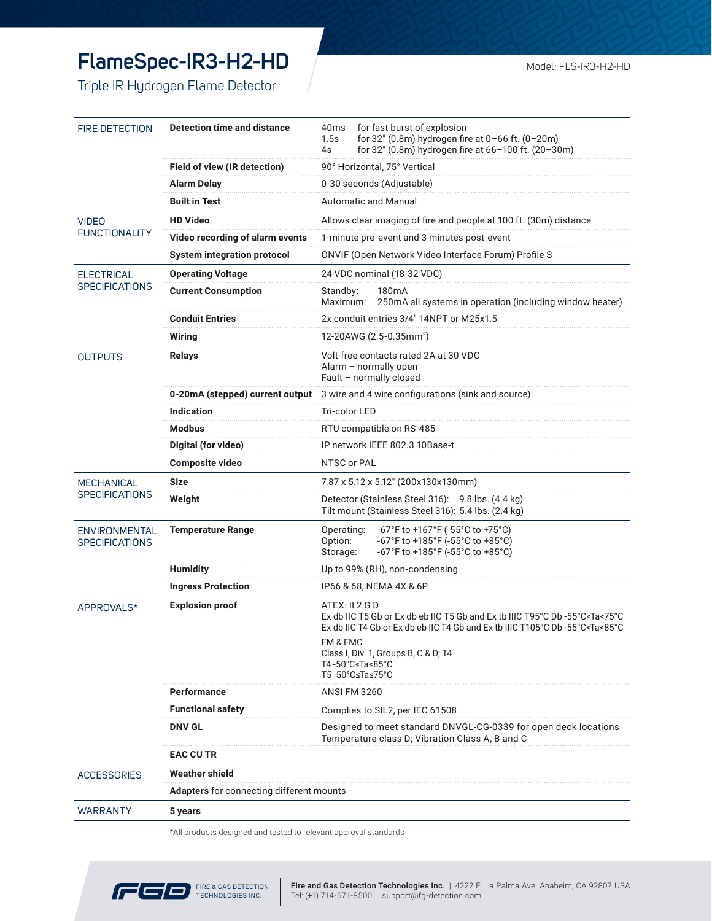# FlameSpec-IR3-H2-HD

Triple IR Hydrogen Flame Detector

Model: FLS-IR3-H2-HD

| | | |
|---|---|---|
| FIRE DETECTION | **Detection time and distance** | 40ms for fast burst of explosion<br>1.5s for 32" (0.8m) hydrogen fire at 0–66 ft. (0–20m)<br>4s for 32" (0.8m) hydrogen fire at 66–100 ft. (20–30m) |
| | **Field of view (IR detection)** | 90° Horizontal, 75° Vertical |
| | **Alarm Delay** | 0-30 seconds (Adjustable) |
| | **Built in Test** | Automatic and Manual |
| VIDEO FUNCTIONALITY | **HD Video** | Allows clear imaging of fire and people at 100 ft. (30m) distance |
| | **Video recording of alarm events** | 1-minute pre-event and 3 minutes post-event |
| | **System integration protocol** | ONVIF (Open Network Video Interface Forum) Profile S |
| ELECTRICAL SPECIFICATIONS | **Operating Voltage** | 24 VDC nominal (18-32 VDC) |
| | **Current Consumption** | Standby: 180mA<br>Maximum: 250mA all systems in operation (including window heater) |
| | **Conduit Entries** | 2x conduit entries 3/4" 14NPT or M25x1.5 |
| | **Wiring** | 12-20AWG (2.5-0.35mm²) |
| OUTPUTS | **Relays** | Volt-free contacts rated 2A at 30 VDC<br>Alarm – normally open<br>Fault – normally closed |
| | **0-20mA (stepped) current output** | 3 wire and 4 wire configurations (sink and source) |
| | **Indication** | Tri-color LED |
| | **Modbus** | RTU compatible on RS-485 |
| | **Digital (for video)** | IP network IEEE 802.3 10Base-t |
| | **Composite video** | NTSC or PAL |
| MECHANICAL SPECIFICATIONS | **Size** | 7.87 x 5.12 x 5.12" (200x130x130mm) |
| | **Weight** | Detector (Stainless Steel 316): 9.8 lbs. (4.4 kg)<br>Tilt mount (Stainless Steel 316): 5.4 lbs. (2.4 kg) |
| ENVIRONMENTAL SPECIFICATIONS | **Temperature Range** | Operating: -67°F to +167°F (-55°C to +75°C)<br>Option: -67°F to +185°F (-55°C to +85°C)<br>Storage: -67°F to +185°F (-55°C to +85°C) |
| | **Humidity** | Up to 99% (RH), non-condensing |
| | **Ingress Protection** | IP66 & 68; NEMA 4X & 6P |
| APPROVALS* | **Explosion proof** | ATEX: II 2 G D<br>Ex db IIC T5 Gb or Ex db eb IIC T5 Gb and Ex tb IIIC T95°C Db -55°C<Ta<75°C<br>Ex db IIC T4 Gb or Ex db eb IIC T4 Gb and Ex tb IIIC T105°C Db -55°C<Ta<85°C<br>FM & FMC<br>Class I, Div. 1, Groups B, C & D; T4<br>T4 -50°C≤Ta≤85°C<br>T5 -50°C≤Ta≤75°C |
| | **Performance** | ANSI FM 3260 |
| | **Functional safety** | Complies to SIL2, per IEC 61508 |
| | **DNV GL** | Designed to meet standard DNVGL-CG-0339 for open deck locations<br>Temperature class D; Vibration Class A, B and C |
| | **EAC CU TR** | |
| ACCESSORIES | **Weather shield** | |
| | **Adapters** for connecting different mounts | |
| WARRANTY | **5 years** | |

*All products designed and tested to relevant approval standards

FGD FIRE & GAS DETECTION TECHNOLOGIES INC.

**Fire and Gas Detection Technologies Inc.** | 4222 E. La Palma Ave. Anaheim, CA 92807 USA
Tel: (+1) 714-671-8500 | support@fg-detection.com